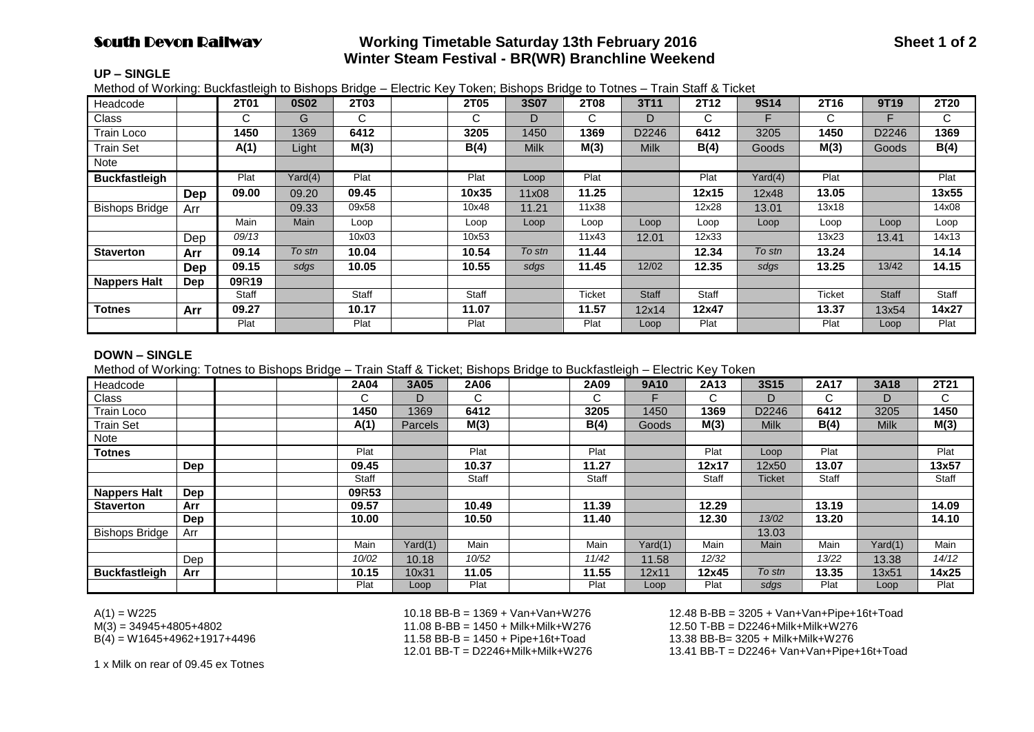# South Devon Railway

## Working Timetable Saturday 13th February 2016
## Winter Steam Festival - BR(WR) Branchline Weekend

Sheet 1 of 2

### UP – SINGLE

Method of Working: Buckfastleigh to Bishops Bridge – Electric Key Token; Bishops Bridge to Totnes – Train Staff & Ticket

| Headcode | | **2T01** | **0S02** | **2T03** | | **2T05** | **3S07** | **2T08** | **3T11** | **2T12** | **9S14** | **2T16** | **9T19** | **2T20** |
|---|---|---|---|---|---|---|---|---|---|---|---|---|---|---|
| Class | | C | G | C | | C | D | C | D | C | F | C | F | C |
| Train Loco | | **1450** | 1369 | **6412** | | **3205** | 1450 | **1369** | D2246 | **6412** | 3205 | **1450** | D2246 | **1369** |
| Train Set | | **A(1)** | Light | **M(3)** | | **B(4)** | Milk | **M(3)** | Milk | **B(4)** | Goods | **M(3)** | Goods | **B(4)** |
| Note | | | | | | | | | | | | | | |
| **Buckfastleigh** | | Plat | Yard(4) | Plat | | Plat | Loop | Plat | | Plat | Yard(4) | Plat | | Plat |
| | **Dep** | **09.00** | 09.20 | **09.45** | | **10x35** | 11x08 | **11.25** | | **12x15** | 12x48 | **13.05** | | **13x55** |
| Bishops Bridge | Arr | | 09.33 | 09x58 | | 10x48 | 11.21 | 11x38 | | 12x28 | 13.01 | 13x18 | | 14x08 |
| | | Main | Main | Loop | | Loop | Loop | Loop | Loop | Loop | Loop | Loop | Loop | Loop |
| | Dep | *09/13* | | 10x03 | | 10x53 | | 11x43 | 12.01 | 12x33 | | 13x23 | 13.41 | 14x13 |
| **Staverton** | **Arr** | **09.14** | *To stn* | **10.04** | | **10.54** | *To stn* | **11.44** | | **12.34** | *To stn* | **13.24** | | **14.14** |
| | **Dep** | **09.15** | *sdgs* | **10.05** | | **10.55** | *sdgs* | **11.45** | 12/02 | **12.35** | *sdgs* | **13.25** | 13/42 | **14.15** |
| **Nappers Halt** | **Dep** | **09R19** | | | | | | | | | | | | |
| | | Staff | | Staff | | Staff | | Ticket | Staff | Staff | | Ticket | Staff | Staff |
| **Totnes** | **Arr** | **09.27** | | **10.17** | | **11.07** | | **11.57** | 12x14 | **12x47** | | **13.37** | 13x54 | **14x27** |
| | | Plat | | Plat | | Plat | | Plat | Loop | Plat | | Plat | Loop | Plat |

### DOWN – SINGLE

Method of Working: Totnes to Bishops Bridge – Train Staff & Ticket; Bishops Bridge to Buckfastleigh – Electric Key Token

| Headcode | | | | **2A04** | **3A05** | **2A06** | | **2A09** | **9A10** | **2A13** | **3S15** | **2A17** | **3A18** | **2T21** |
|---|---|---|---|---|---|---|---|---|---|---|---|---|---|---|
| Class | | | | C | D | C | | C | F | C | D | C | D | C |
| Train Loco | | | | **1450** | 1369 | **6412** | | **3205** | 1450 | **1369** | D2246 | **6412** | 3205 | **1450** |
| Train Set | | | | **A(1)** | Parcels | **M(3)** | | **B(4)** | Goods | **M(3)** | Milk | **B(4)** | Milk | **M(3)** |
| Note | | | | | | | | | | | | | | |
| **Totnes** | | | | Plat | | Plat | | Plat | | Plat | Loop | Plat | | Plat |
| | **Dep** | | | **09.45** | | **10.37** | | **11.27** | | **12x17** | 12x50 | **13.07** | | **13x57** |
| | | | | Staff | | Staff | | Staff | | Staff | Ticket | Staff | | Staff |
| **Nappers Halt** | **Dep** | | | **09R53** | | | | | | | | | | |
| **Staverton** | **Arr** | | | **09.57** | | **10.49** | | **11.39** | | **12.29** | | **13.19** | | **14.09** |
| | **Dep** | | | **10.00** | | **10.50** | | **11.40** | | **12.30** | *13/02* | **13.20** | | **14.10** |
| Bishops Bridge | Arr | | | | | | | | | | 13.03 | | | |
| | | | | Main | Yard(1) | Main | | Main | Yard(1) | Main | Main | Main | Yard(1) | Main |
| | Dep | | | *10/02* | 10.18 | *10/52* | | *11/42* | 11.58 | *12/32* | | *13/22* | 13.38 | *14/12* |
| **Buckfastleigh** | **Arr** | | | **10.15** | 10x31 | **11.05** | | **11.55** | 12x11 | **12x45** | *To stn* | **13.35** | 13x51 | **14x25** |
| | | | | Plat | Loop | Plat | | Plat | Loop | Plat | *sdgs* | Plat | Loop | Plat |

A(1) = W225
M(3) = 34945+4805+4802
B(4) = W1645+4962+1917+4496

1 x Milk on rear of 09.45 ex Totnes

10.18 BB-B = 1369 + Van+Van+W276
11.08 B-BB = 1450 + Milk+Milk+W276
11.58 BB-B = 1450 + Pipe+16t+Toad
12.01 BB-T = D2246+Milk+Milk+W276

12.48 B-BB = 3205 + Van+Van+Pipe+16t+Toad
12.50 T-BB = D2246+Milk+Milk+W276
13.38 BB-B= 3205 + Milk+Milk+W276
13.41 BB-T = D2246+ Van+Van+Pipe+16t+Toad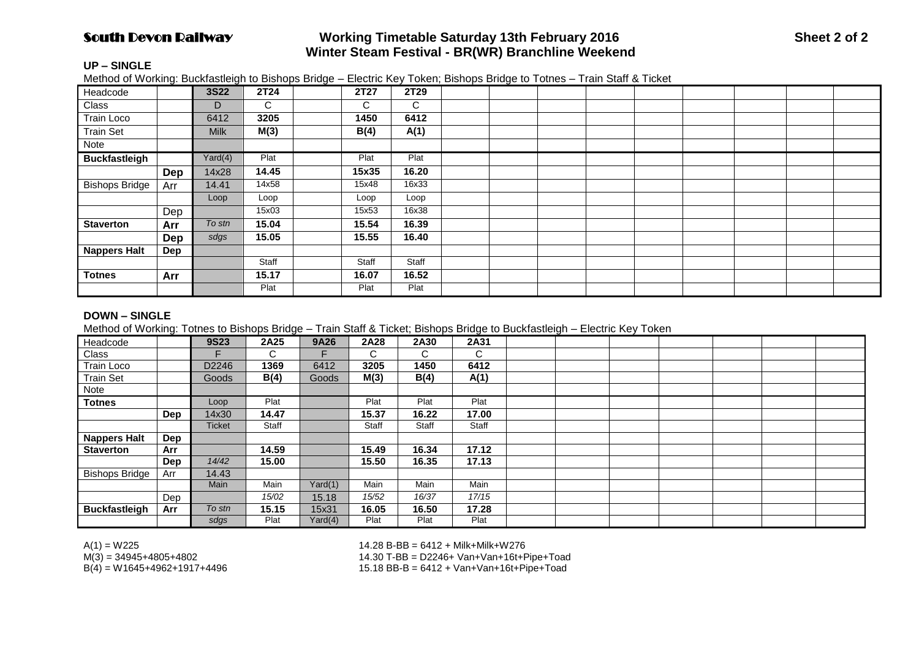# South Devon Railway — Working Timetable Saturday 13th February 2016

## Winter Steam Festival - BR(WR) Branchline Weekend

### UP – SINGLE

Method of Working: Buckfastleigh to Bishops Bridge – Electric Key Token; Bishops Bridge to Totnes – Train Staff & Ticket

| Headcode | | **3S22** | **2T24** | | **2T27** | **2T29** |
|---|---|---|---|---|---|---|
| Class | | D | C | | C | C |
| Train Loco | | 6412 | **3205** | | **1450** | **6412** |
| Train Set | | Milk | **M(3)** | | **B(4)** | **A(1)** |
| Note | | | | | | |
| **Buckfastleigh** | | Yard(4) | Plat | | Plat | Plat |
| | **Dep** | 14x28 | **14.45** | | **15x35** | **16.20** |
| Bishops Bridge | Arr | 14.41 | 14x58 | | 15x48 | 16x33 |
| | | Loop | Loop | | Loop | Loop |
| | Dep | | 15x03 | | 15x53 | 16x38 |
| **Staverton** | **Arr** | *To stn* | **15.04** | | **15.54** | **16.39** |
| | **Dep** | *sdgs* | **15.05** | | **15.55** | **16.40** |
| **Nappers Halt** | **Dep** | | | | | |
| | | | Staff | | Staff | Staff |
| **Totnes** | **Arr** | | **15.17** | | **16.07** | **16.52** |
| | | | Plat | | Plat | Plat |

### DOWN – SINGLE

Method of Working: Totnes to Bishops Bridge – Train Staff & Ticket; Bishops Bridge to Buckfastleigh – Electric Key Token

| Headcode | | **9S23** | **2A25** | **9A26** | **2A28** | **2A30** | **2A31** |
|---|---|---|---|---|---|---|---|
| Class | | F | C | F | C | C | C |
| Train Loco | | D2246 | **1369** | 6412 | **3205** | **1450** | **6412** |
| Train Set | | Goods | **B(4)** | Goods | **M(3)** | **B(4)** | **A(1)** |
| Note | | | | | | | |
| **Totnes** | | Loop | Plat | | Plat | Plat | Plat |
| | **Dep** | 14x30 | **14.47** | | **15.37** | **16.22** | **17.00** |
| | | Ticket | Staff | | Staff | Staff | Staff |
| **Nappers Halt** | **Dep** | | | | | | |
| **Staverton** | **Arr** | | **14.59** | | **15.49** | **16.34** | **17.12** |
| | **Dep** | *14/42* | **15.00** | | **15.50** | **16.35** | **17.13** |
| Bishops Bridge | Arr | 14.43 | | | | | |
| | | Main | Main | Yard(1) | Main | Main | Main |
| | Dep | | *15/02* | 15.18 | *15/52* | *16/37* | *17/15* |
| **Buckfastleigh** | **Arr** | *To stn* | **15.15** | 15x31 | **16.05** | **16.50** | **17.28** |
| | | *sdgs* | Plat | Yard(4) | Plat | Plat | Plat |

A(1) = W225
M(3) = 34945+4805+4802
B(4) = W1645+4962+1917+4496

14.28 B-BB = 6412 + Milk+Milk+W276
14.30 T-BB = D2246+ Van+Van+16t+Pipe+Toad
15.18 BB-B = 6412 + Van+Van+16t+Pipe+Toad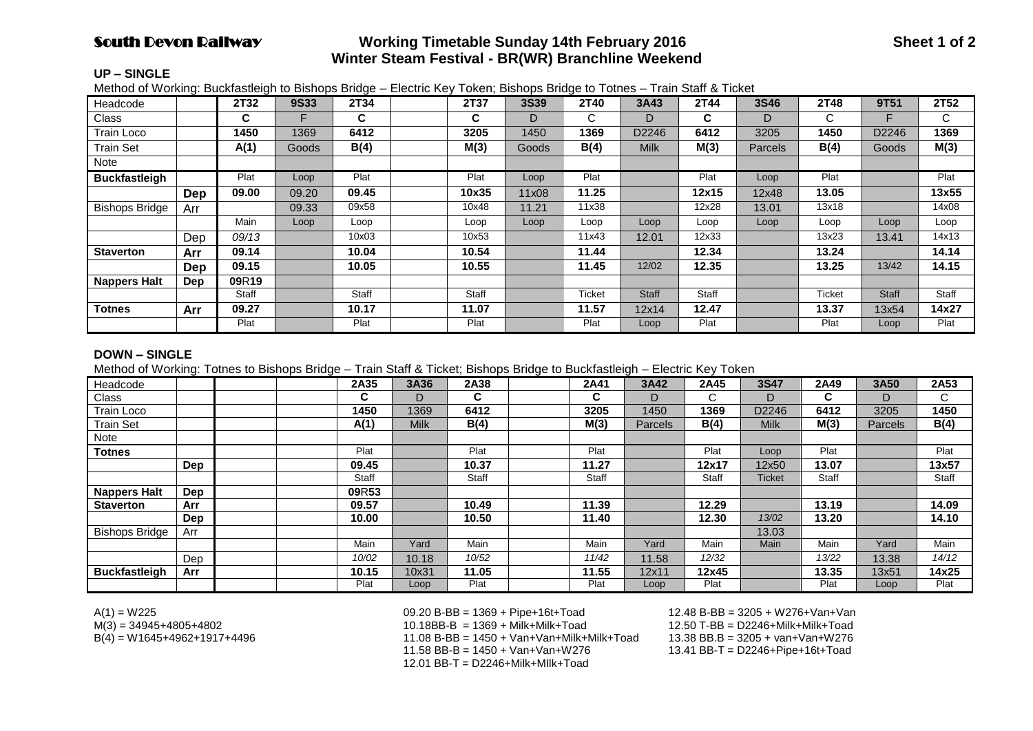# South Devon Railway

## Working Timetable Sunday 14th February 2016
## Winter Steam Festival - BR(WR) Branchline Weekend

Sheet 1 of 2

### UP – SINGLE

Method of Working: Buckfastleigh to Bishops Bridge – Electric Key Token; Bishops Bridge to Totnes – Train Staff & Ticket

| Headcode | | 2T32 | 9S33 | 2T34 | | 2T37 | 3S39 | 2T40 | 3A43 | 2T44 | 3S46 | 2T48 | 9T51 | 2T52 |
|---|---|---|---|---|---|---|---|---|---|---|---|---|---|---|
| Class | | C | F | C | | C | D | C | D | C | D | C | F | C |
| Train Loco | | 1450 | 1369 | 6412 | | 3205 | 1450 | 1369 | D2246 | 6412 | 3205 | 1450 | D2246 | 1369 |
| Train Set | | A(1) | Goods | B(4) | | M(3) | Goods | B(4) | Milk | M(3) | Parcels | B(4) | Goods | M(3) |
| Note | | | | | | | | | | | | | | |
| **Buckfastleigh** | | Plat | Loop | Plat | | Plat | Loop | Plat | | Plat | Loop | Plat | | Plat |
| | **Dep** | **09.00** | 09.20 | **09.45** | | **10x35** | 11x08 | **11.25** | | **12x15** | 12x48 | **13.05** | | **13x55** |
| Bishops Bridge | Arr | | 09.33 | 09x58 | | 10x48 | 11.21 | 11x38 | | 12x28 | 13.01 | 13x18 | | 14x08 |
| | | Main | Loop | Loop | | Loop | Loop | Loop | Loop | Loop | Loop | Loop | Loop | Loop |
| | Dep | *09/13* | | 10x03 | | 10x53 | | 11x43 | 12.01 | 12x33 | | 13x23 | 13.41 | 14x13 |
| **Staverton** | **Arr** | **09.14** | | **10.04** | | **10.54** | | **11.44** | | **12.34** | | **13.24** | | **14.14** |
| | **Dep** | **09.15** | | **10.05** | | **10.55** | | **11.45** | 12/02 | **12.35** | | **13.25** | 13/42 | **14.15** |
| **Nappers Halt** | **Dep** | **09**R**19** | | | | | | | | | | | | |
| | | Staff | | Staff | | Staff | | Ticket | Staff | Staff | | Ticket | Staff | Staff |
| **Totnes** | **Arr** | **09.27** | | **10.17** | | **11.07** | | **11.57** | 12x14 | **12.47** | | **13.37** | 13x54 | **14x27** |
| | | Plat | | Plat | | Plat | | Plat | Loop | Plat | | Plat | Loop | Plat |

### DOWN – SINGLE

Method of Working: Totnes to Bishops Bridge – Train Staff & Ticket; Bishops Bridge to Buckfastleigh – Electric Key Token

| Headcode | | | | 2A35 | 3A36 | 2A38 | | 2A41 | 3A42 | 2A45 | 3S47 | 2A49 | 3A50 | 2A53 |
|---|---|---|---|---|---|---|---|---|---|---|---|---|---|---|
| Class | | | | C | D | C | | C | D | C | D | C | D | C |
| Train Loco | | | | 1450 | 1369 | 6412 | | 3205 | 1450 | 1369 | D2246 | 6412 | 3205 | 1450 |
| Train Set | | | | A(1) | Milk | B(4) | | M(3) | Parcels | B(4) | Milk | M(3) | Parcels | B(4) |
| Note | | | | | | | | | | | | | | |
| **Totnes** | | | | Plat | | Plat | | Plat | | Plat | Loop | Plat | | Plat |
| | **Dep** | | | **09.45** | | **10.37** | | **11.27** | | **12x17** | 12x50 | **13.07** | | **13x57** |
| | | | | Staff | | Staff | | Staff | | Staff | Ticket | Staff | | Staff |
| **Nappers Halt** | **Dep** | | | **09**R**53** | | | | | | | | | | |
| **Staverton** | **Arr** | | | **09.57** | | **10.49** | | **11.39** | | **12.29** | | **13.19** | | **14.09** |
| | **Dep** | | | **10.00** | | **10.50** | | **11.40** | | **12.30** | *13/02* | **13.20** | | **14.10** |
| Bishops Bridge | Arr | | | | | | | | | | 13.03 | | | |
| | | | | Main | Yard | Main | | Main | Yard | Main | Main | Main | Yard | Main |
| | Dep | | | *10/02* | 10.18 | *10/52* | | *11/42* | 11.58 | *12/32* | | *13/22* | 13.38 | *14/12* |
| **Buckfastleigh** | **Arr** | | | **10.15** | 10x31 | **11.05** | | **11.55** | 12x11 | **12x45** | | **13.35** | 13x51 | **14x25** |
| | | | | Plat | Loop | Plat | | Plat | Loop | Plat | | Plat | Loop | Plat |

A(1) = W225
M(3) = 34945+4805+4802
B(4) = W1645+4962+1917+4496

09.20 B-BB = 1369 + Pipe+16t+Toad
10.18BB-B = 1369 + Milk+Milk+Toad
11.08 B-BB = 1450 + Van+Van+Milk+Milk+Toad
11.58 BB-B = 1450 + Van+Van+W276
12.01 BB-T = D2246+Milk+MIlk+Toad

12.48 B-BB = 3205 + W276+Van+Van
12.50 T-BB = D2246+Milk+Milk+Toad
13.38 BB.B = 3205 + van+Van+W276
13.41 BB-T = D2246+Pipe+16t+Toad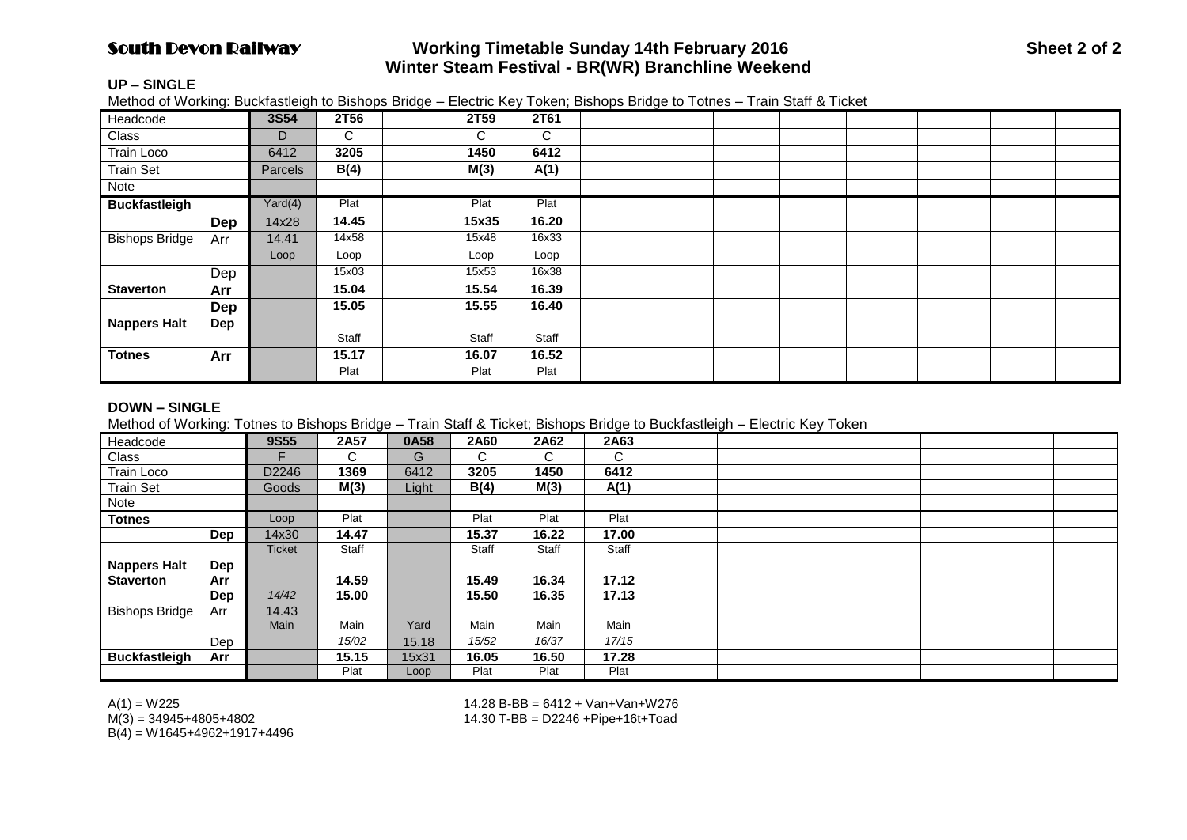**South Devon Railway** — **Working Timetable Sunday 14th February 2016** — **Winter Steam Festival - BR(WR) Branchline Weekend** — **Sheet 2 of 2**

**UP – SINGLE**

Method of Working: Buckfastleigh to Bishops Bridge – Electric Key Token; Bishops Bridge to Totnes – Train Staff & Ticket

| Headcode | | 3S54 | 2T56 | | 2T59 | 2T61 | | | | | | | | |
|---|---|---|---|---|---|---|---|---|---|---|---|---|---|---|
| Class | | D | C | | C | C | | | | | | | | |
| Train Loco | | 6412 | 3205 | | 1450 | 6412 | | | | | | | | |
| Train Set | | Parcels | B(4) | | M(3) | A(1) | | | | | | | | |
| Note | | | | | | | | | | | | | | |
| **Buckfastleigh** | | Yard(4) | Plat | | Plat | Plat | | | | | | | | |
| | **Dep** | 14x28 | 14.45 | | 15x35 | 16.20 | | | | | | | | |
| Bishops Bridge | Arr | 14.41 | 14x58 | | 15x48 | 16x33 | | | | | | | | |
| | | Loop | Loop | | Loop | Loop | | | | | | | | |
| | Dep | | 15x03 | | 15x53 | 16x38 | | | | | | | | |
| **Staverton** | **Arr** | | 15.04 | | 15.54 | 16.39 | | | | | | | | |
| | **Dep** | | 15.05 | | 15.55 | 16.40 | | | | | | | | |
| **Nappers Halt** | **Dep** | | | | | | | | | | | | | |
| | | | Staff | | Staff | Staff | | | | | | | | |
| **Totnes** | **Arr** | | 15.17 | | 16.07 | 16.52 | | | | | | | | |
| | | | Plat | | Plat | Plat | | | | | | | | |

**DOWN – SINGLE**

Method of Working: Totnes to Bishops Bridge – Train Staff & Ticket; Bishops Bridge to Buckfastleigh – Electric Key Token

| Headcode | | 9S55 | 2A57 | 0A58 | 2A60 | 2A62 | 2A63 | | | | | | | |
|---|---|---|---|---|---|---|---|---|---|---|---|---|---|---|
| Class | | F | C | G | C | C | C | | | | | | | |
| Train Loco | | D2246 | 1369 | 6412 | 3205 | 1450 | 6412 | | | | | | | |
| Train Set | | Goods | M(3) | Light | B(4) | M(3) | A(1) | | | | | | | |
| Note | | | | | | | | | | | | | | |
| **Totnes** | | Loop | Plat | | Plat | Plat | Plat | | | | | | | |
| | **Dep** | 14x30 | 14.47 | | 15.37 | 16.22 | 17.00 | | | | | | | |
| | | Ticket | Staff | | Staff | Staff | Staff | | | | | | | |
| **Nappers Halt** | **Dep** | | | | | | | | | | | | | |
| **Staverton** | **Arr** | | 14.59 | | 15.49 | 16.34 | 17.12 | | | | | | | |
| | **Dep** | *14/42* | 15.00 | | 15.50 | 16.35 | 17.13 | | | | | | | |
| Bishops Bridge | Arr | 14.43 | | | | | | | | | | | | |
| | | Main | Main | Yard | Main | Main | Main | | | | | | | |
| | Dep | | *15/02* | 15.18 | *15/52* | *16/37* | *17/15* | | | | | | | |
| **Buckfastleigh** | **Arr** | | 15.15 | 15x31 | 16.05 | 16.50 | 17.28 | | | | | | | |
| | | | Plat | Loop | Plat | Plat | Plat | | | | | | | |

A(1) = W225
M(3) = 34945+4805+4802
B(4) = W1645+4962+1917+4496

14.28 B-BB = 6412 + Van+Van+W276
14.30 T-BB = D2246 +Pipe+16t+Toad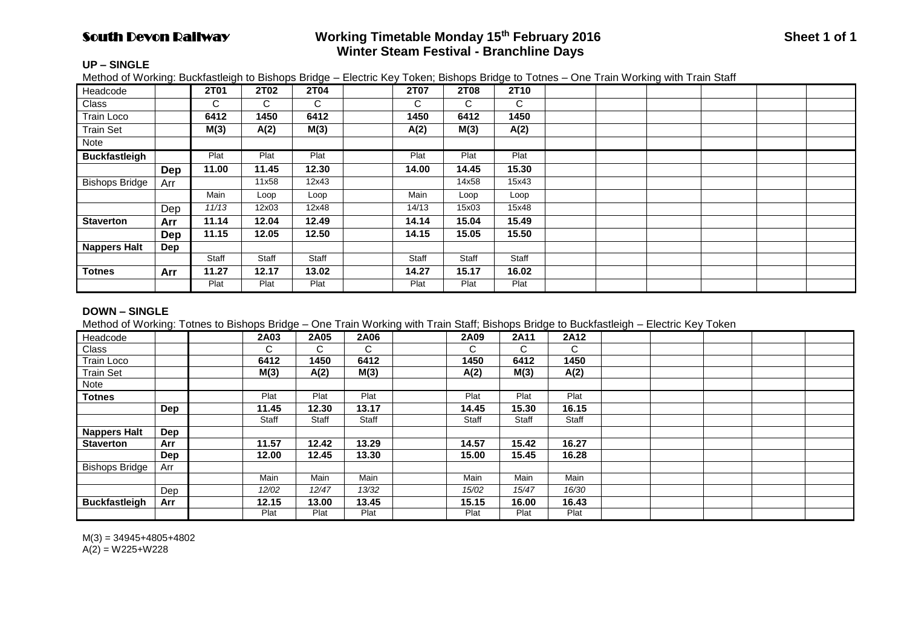**South Devon Railway**

# Working Timetable Monday 15th February 2016
## Winter Steam Festival - Branchline Days

**Sheet 1 of 1**

**UP – SINGLE**

Method of Working: Buckfastleigh to Bishops Bridge – Electric Key Token; Bishops Bridge to Totnes – One Train Working with Train Staff

| Headcode | | **2T01** | **2T02** | **2T04** | | **2T07** | **2T08** | **2T10** |
|---|---|---|---|---|---|---|---|---|
| Class | | C | C | C | | C | C | C |
| Train Loco | | **6412** | **1450** | **6412** | | **1450** | **6412** | **1450** |
| Train Set | | **M(3)** | **A(2)** | **M(3)** | | **A(2)** | **M(3)** | **A(2)** |
| Note | | | | | | | | |
| **Buckfastleigh** | | Plat | Plat | Plat | | Plat | Plat | Plat |
| | **Dep** | **11.00** | **11.45** | **12.30** | | **14.00** | **14.45** | **15.30** |
| Bishops Bridge | Arr | | 11x58 | 12x43 | | | 14x58 | 15x43 |
| | | Main | Loop | Loop | | Main | Loop | Loop |
| | Dep | *11/13* | 12x03 | 12x48 | | 14/13 | 15x03 | 15x48 |
| **Staverton** | **Arr** | **11.14** | **12.04** | **12.49** | | **14.14** | **15.04** | **15.49** |
| | **Dep** | **11.15** | **12.05** | **12.50** | | **14.15** | **15.05** | **15.50** |
| **Nappers Halt** | **Dep** | | | | | | | |
| | | Staff | Staff | Staff | | Staff | Staff | Staff |
| **Totnes** | **Arr** | **11.27** | **12.17** | **13.02** | | **14.27** | **15.17** | **16.02** |
| | | Plat | Plat | Plat | | Plat | Plat | Plat |

**DOWN – SINGLE**

Method of Working: Totnes to Bishops Bridge – One Train Working with Train Staff; Bishops Bridge to Buckfastleigh – Electric Key Token

| Headcode | | | **2A03** | **2A05** | **2A06** | | **2A09** | **2A11** | **2A12** |
|---|---|---|---|---|---|---|---|---|---|
| Class | | | C | C | C | | C | C | C |
| Train Loco | | | **6412** | **1450** | **6412** | | **1450** | **6412** | **1450** |
| Train Set | | | **M(3)** | **A(2)** | **M(3)** | | **A(2)** | **M(3)** | **A(2)** |
| Note | | | | | | | | | |
| **Totnes** | | | Plat | Plat | Plat | | Plat | Plat | Plat |
| | **Dep** | | **11.45** | **12.30** | **13.17** | | **14.45** | **15.30** | **16.15** |
| | | | Staff | Staff | Staff | | Staff | Staff | Staff |
| **Nappers Halt** | **Dep** | | | | | | | | |
| **Staverton** | **Arr** | | **11.57** | **12.42** | **13.29** | | **14.57** | **15.42** | **16.27** |
| | **Dep** | | **12.00** | **12.45** | **13.30** | | **15.00** | **15.45** | **16.28** |
| Bishops Bridge | Arr | | | | | | | | |
| | | | Main | Main | Main | | Main | Main | Main |
| | Dep | | *12/02* | *12/47* | *13/32* | | *15/02* | *15/47* | *16/30* |
| **Buckfastleigh** | **Arr** | | **12.15** | **13.00** | **13.45** | | **15.15** | **16.00** | **16.43** |
| | | | Plat | Plat | Plat | | Plat | Plat | Plat |

M(3) = 34945+4805+4802
A(2) = W225+W228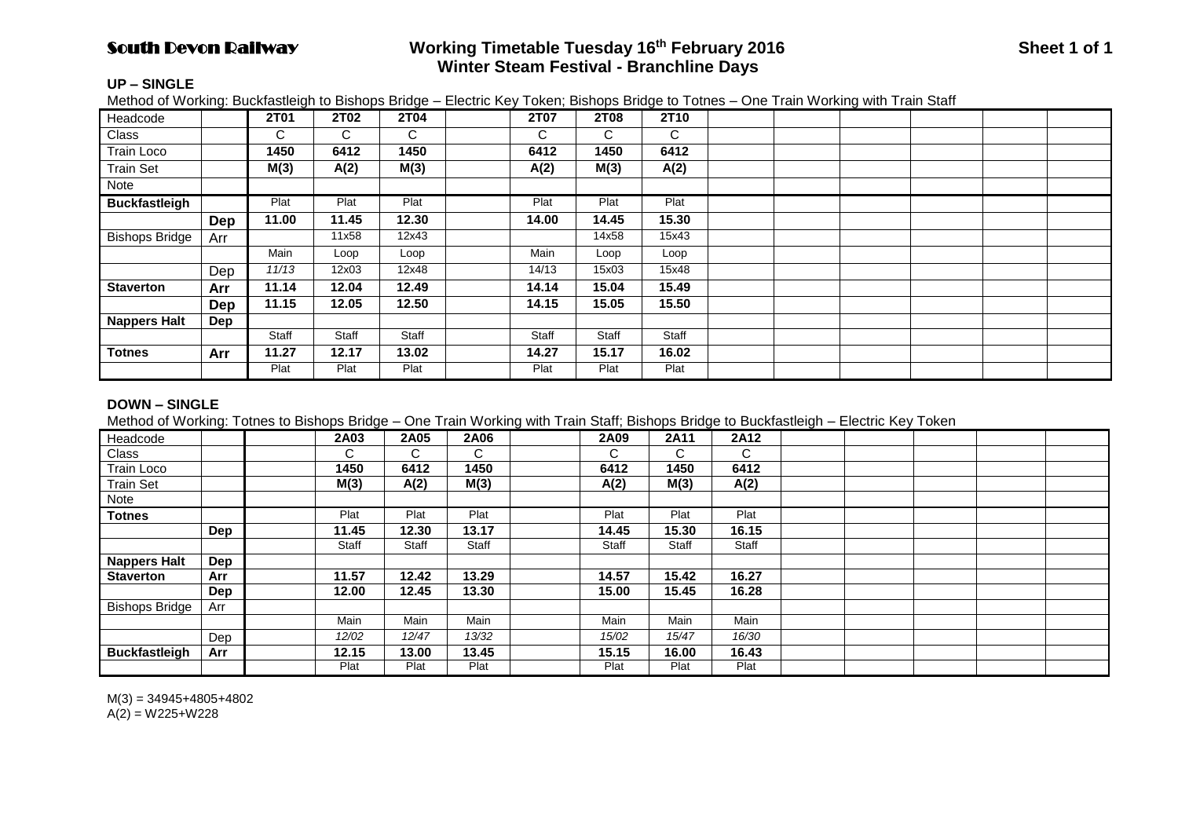# South Devon Railway

## Working Timetable Tuesday 16th February 2016
## Winter Steam Festival - Branchline Days

### UP – SINGLE

Method of Working: Buckfastleigh to Bishops Bridge – Electric Key Token; Bishops Bridge to Totnes – One Train Working with Train Staff

| Headcode | | 2T01 | 2T02 | 2T04 | | 2T07 | 2T08 | 2T10 | | | | | | |
|---|---|---|---|---|---|---|---|---|---|---|---|---|---|---|
| Class | | C | C | C | | C | C | C | | | | | | |
| Train Loco | | **1450** | **6412** | **1450** | | **6412** | **1450** | **6412** | | | | | | |
| Train Set | | **M(3)** | **A(2)** | **M(3)** | | **A(2)** | **M(3)** | **A(2)** | | | | | | |
| Note | | | | | | | | | | | | | | |
| **Buckfastleigh** | | Plat | Plat | Plat | | Plat | Plat | Plat | | | | | | |
| | **Dep** | **11.00** | **11.45** | **12.30** | | **14.00** | **14.45** | **15.30** | | | | | | |
| Bishops Bridge | Arr | | 11x58 | 12x43 | | | 14x58 | 15x43 | | | | | | |
| | | Main | Loop | Loop | | Main | Loop | Loop | | | | | | |
| | Dep | *11/13* | 12x03 | 12x48 | | 14/13 | 15x03 | 15x48 | | | | | | |
| **Staverton** | **Arr** | **11.14** | **12.04** | **12.49** | | **14.14** | **15.04** | **15.49** | | | | | | |
| | **Dep** | **11.15** | **12.05** | **12.50** | | **14.15** | **15.05** | **15.50** | | | | | | |
| **Nappers Halt** | **Dep** | | | | | | | | | | | | | |
| | | Staff | Staff | Staff | | Staff | Staff | Staff | | | | | | |
| **Totnes** | **Arr** | **11.27** | **12.17** | **13.02** | | **14.27** | **15.17** | **16.02** | | | | | | |
| | | Plat | Plat | Plat | | Plat | Plat | Plat | | | | | | |

### DOWN – SINGLE

Method of Working: Totnes to Bishops Bridge – One Train Working with Train Staff; Bishops Bridge to Buckfastleigh – Electric Key Token

| Headcode | | | 2A03 | 2A05 | 2A06 | | 2A09 | 2A11 | 2A12 | | | | | |
|---|---|---|---|---|---|---|---|---|---|---|---|---|---|---|
| Class | | | C | C | C | | C | C | C | | | | | |
| Train Loco | | | **1450** | **6412** | **1450** | | **6412** | **1450** | **6412** | | | | | |
| Train Set | | | **M(3)** | **A(2)** | **M(3)** | | **A(2)** | **M(3)** | **A(2)** | | | | | |
| Note | | | | | | | | | | | | | | |
| **Totnes** | | | Plat | Plat | Plat | | Plat | Plat | Plat | | | | | |
| | **Dep** | | **11.45** | **12.30** | **13.17** | | **14.45** | **15.30** | **16.15** | | | | | |
| | | | Staff | Staff | Staff | | Staff | Staff | Staff | | | | | |
| **Nappers Halt** | **Dep** | | | | | | | | | | | | | |
| **Staverton** | **Arr** | | **11.57** | **12.42** | **13.29** | | **14.57** | **15.42** | **16.27** | | | | | |
| | **Dep** | | **12.00** | **12.45** | **13.30** | | **15.00** | **15.45** | **16.28** | | | | | |
| Bishops Bridge | Arr | | | | | | | | | | | | | |
| | | | Main | Main | Main | | Main | Main | Main | | | | | |
| | Dep | | *12/02* | *12/47* | *13/32* | | *15/02* | *15/47* | *16/30* | | | | | |
| **Buckfastleigh** | **Arr** | | **12.15** | **13.00** | **13.45** | | **15.15** | **16.00** | **16.43** | | | | | |
| | | | Plat | Plat | Plat | | Plat | Plat | Plat | | | | | |

M(3) = 34945+4805+4802
A(2) = W225+W228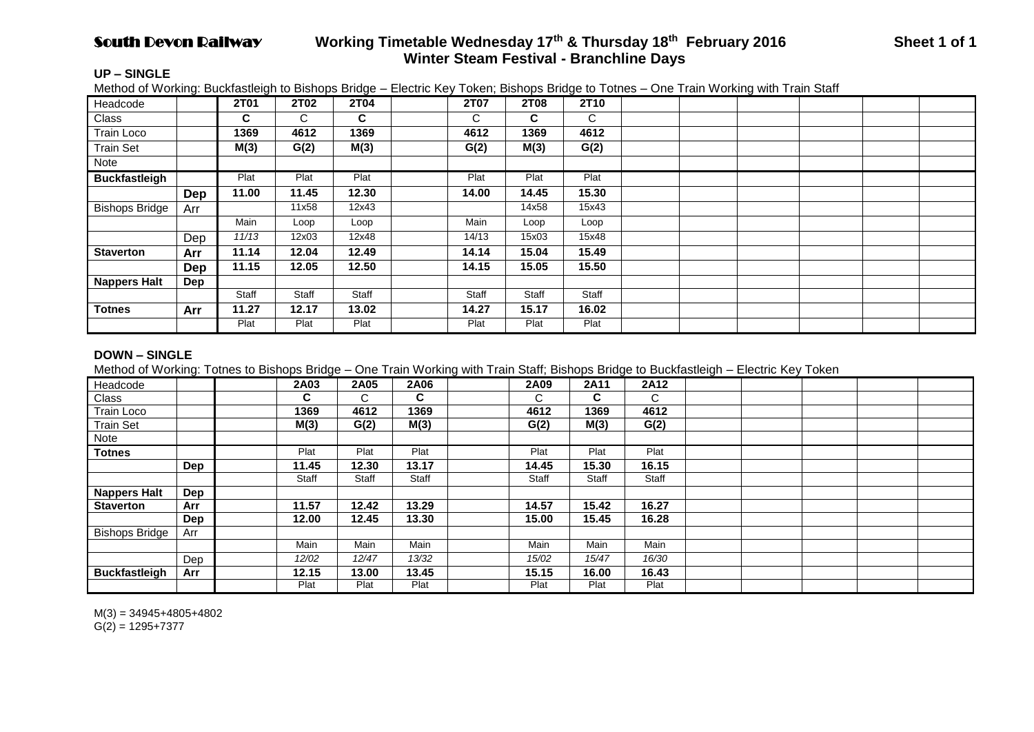# South Devon Railway — Working Timetable Wednesday 17th & Thursday 18th February 2016

**Winter Steam Festival - Branchline Days**

Sheet 1 of 1

**UP – SINGLE**

Method of Working: Buckfastleigh to Bishops Bridge – Electric Key Token; Bishops Bridge to Totnes – One Train Working with Train Staff

| Headcode | | 2T01 | 2T02 | 2T04 | | 2T07 | 2T08 | 2T10 | | | | | | |
|---|---|---|---|---|---|---|---|---|---|---|---|---|---|---|
| Class | | C | C | C | | C | C | C | | | | | | |
| Train Loco | | 1369 | 4612 | 1369 | | 4612 | 1369 | 4612 | | | | | | |
| Train Set | | M(3) | G(2) | M(3) | | G(2) | M(3) | G(2) | | | | | | |
| Note | | | | | | | | | | | | | | |
| **Buckfastleigh** | | Plat | Plat | Plat | | Plat | Plat | Plat | | | | | | |
| | **Dep** | **11.00** | **11.45** | **12.30** | | **14.00** | **14.45** | **15.30** | | | | | | |
| Bishops Bridge | Arr | | 11x58 | 12x43 | | | 14x58 | 15x43 | | | | | | |
| | | Main | Loop | Loop | | Main | Loop | Loop | | | | | | |
| | Dep | *11/13* | 12x03 | 12x48 | | 14/13 | 15x03 | 15x48 | | | | | | |
| **Staverton** | **Arr** | **11.14** | **12.04** | **12.49** | | **14.14** | **15.04** | **15.49** | | | | | | |
| | **Dep** | **11.15** | **12.05** | **12.50** | | **14.15** | **15.05** | **15.50** | | | | | | |
| **Nappers Halt** | **Dep** | | | | | | | | | | | | | |
| | | Staff | Staff | Staff | | Staff | Staff | Staff | | | | | | |
| **Totnes** | **Arr** | **11.27** | **12.17** | **13.02** | | **14.27** | **15.17** | **16.02** | | | | | | |
| | | Plat | Plat | Plat | | Plat | Plat | Plat | | | | | | |

**DOWN – SINGLE**

Method of Working: Totnes to Bishops Bridge – One Train Working with Train Staff; Bishops Bridge to Buckfastleigh – Electric Key Token

| Headcode | | | 2A03 | 2A05 | 2A06 | | 2A09 | 2A11 | 2A12 | | | | | |
|---|---|---|---|---|---|---|---|---|---|---|---|---|---|---|
| Class | | | C | C | C | | C | C | C | | | | | |
| Train Loco | | | 1369 | 4612 | 1369 | | 4612 | 1369 | 4612 | | | | | |
| Train Set | | | M(3) | G(2) | M(3) | | G(2) | M(3) | G(2) | | | | | |
| Note | | | | | | | | | | | | | | |
| **Totnes** | | | Plat | Plat | Plat | | Plat | Plat | Plat | | | | | |
| | **Dep** | | **11.45** | **12.30** | **13.17** | | **14.45** | **15.30** | **16.15** | | | | | |
| | | | Staff | Staff | Staff | | Staff | Staff | Staff | | | | | |
| **Nappers Halt** | **Dep** | | | | | | | | | | | | | |
| **Staverton** | **Arr** | | **11.57** | **12.42** | **13.29** | | **14.57** | **15.42** | **16.27** | | | | | |
| | **Dep** | | **12.00** | **12.45** | **13.30** | | **15.00** | **15.45** | **16.28** | | | | | |
| Bishops Bridge | Arr | | | | | | | | | | | | | |
| | | | Main | Main | Main | | Main | Main | Main | | | | | |
| | Dep | | *12/02* | *12/47* | *13/32* | | *15/02* | *15/47* | *16/30* | | | | | |
| **Buckfastleigh** | **Arr** | | **12.15** | **13.00** | **13.45** | | **15.15** | **16.00** | **16.43** | | | | | |
| | | | Plat | Plat | Plat | | Plat | Plat | Plat | | | | | |

M(3) = 34945+4805+4802
G(2) = 1295+7377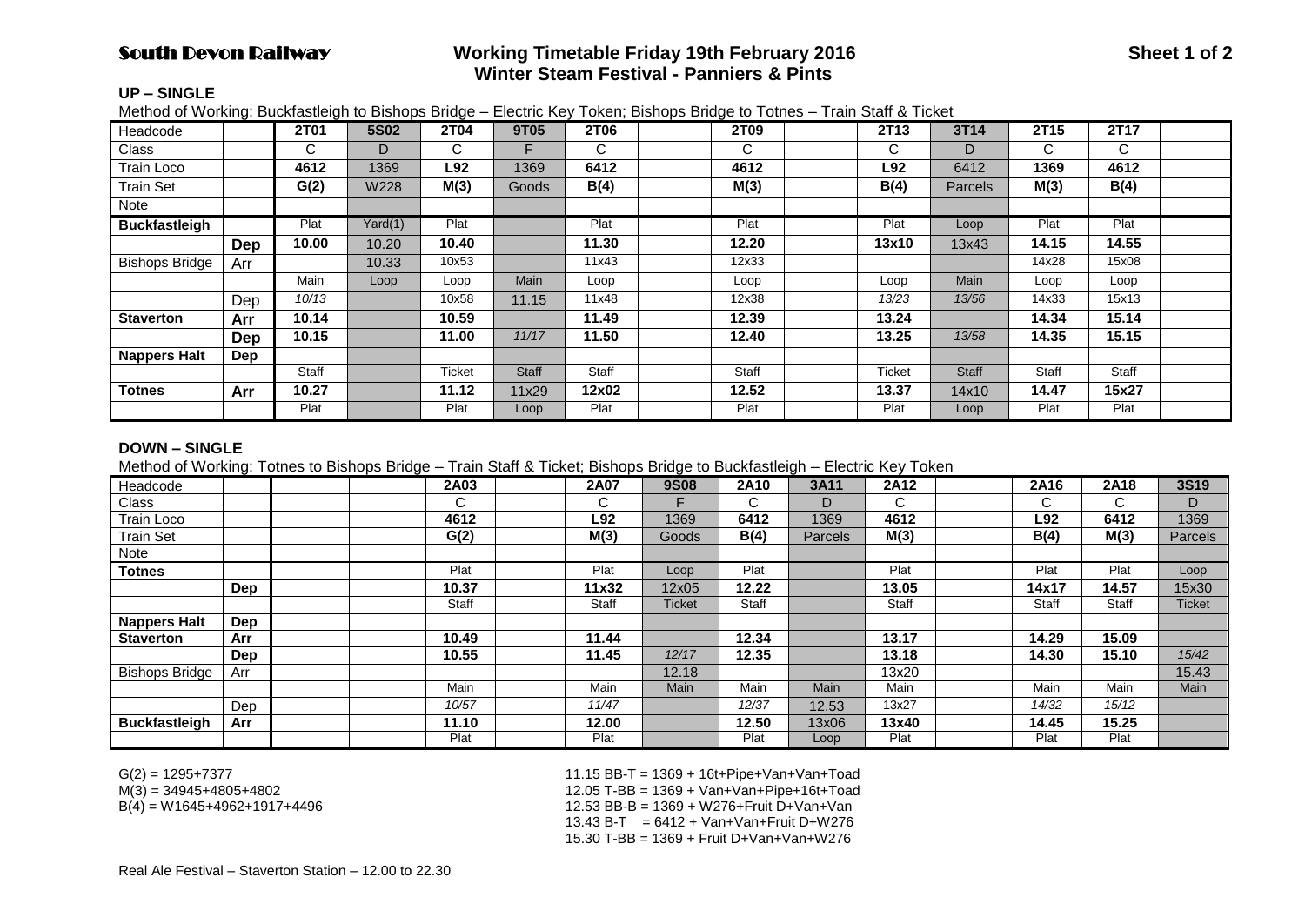# South Devon Railway

## Working Timetable Friday 19th February 2016
## Winter Steam Festival - Panniers & Pints

### UP – SINGLE

Method of Working: Buckfastleigh to Bishops Bridge – Electric Key Token; Bishops Bridge to Totnes – Train Staff & Ticket

| Headcode | | 2T01 | 5S02 | 2T04 | 9T05 | 2T06 | | 2T09 | | 2T13 | 3T14 | 2T15 | 2T17 | |
|---|---|---|---|---|---|---|---|---|---|---|---|---|---|---|
| Class | | C | D | C | F | C | | C | | C | D | C | C | |
| Train Loco | | 4612 | 1369 | L92 | 1369 | 6412 | | 4612 | | L92 | 6412 | 1369 | 4612 | |
| Train Set | | G(2) | W228 | M(3) | Goods | B(4) | | M(3) | | B(4) | Parcels | M(3) | B(4) | |
| Note | | | | | | | | | | | | | | |
| **Buckfastleigh** | | Plat | Yard(1) | Plat | | Plat | | Plat | | Plat | Loop | Plat | Plat | |
| | **Dep** | **10.00** | 10.20 | **10.40** | | **11.30** | | **12.20** | | **13x10** | 13x43 | **14.15** | **14.55** | |
| Bishops Bridge | Arr | | 10.33 | 10x53 | | 11x43 | | 12x33 | | | | 14x28 | 15x08 | |
| | | Main | Loop | Loop | Main | Loop | | Loop | | Loop | Main | Loop | Loop | |
| | Dep | *10/13* | | 10x58 | 11.15 | 11x48 | | 12x38 | | *13/23* | *13/56* | 14x33 | 15x13 | |
| **Staverton** | **Arr** | **10.14** | | **10.59** | | **11.49** | | **12.39** | | **13.24** | | **14.34** | **15.14** | |
| | **Dep** | **10.15** | | **11.00** | *11/17* | **11.50** | | **12.40** | | **13.25** | *13/58* | **14.35** | **15.15** | |
| **Nappers Halt** | **Dep** | | | | | | | | | | | | | |
| | | Staff | | Ticket | Staff | Staff | | Staff | | Ticket | Staff | Staff | Staff | |
| **Totnes** | **Arr** | **10.27** | | **11.12** | 11x29 | **12x02** | | **12.52** | | **13.37** | 14x10 | **14.47** | **15x27** | |
| | | Plat | | Plat | Loop | Plat | | Plat | | Plat | Loop | Plat | Plat | |

### DOWN – SINGLE

Method of Working: Totnes to Bishops Bridge – Train Staff & Ticket; Bishops Bridge to Buckfastleigh – Electric Key Token

| Headcode | | | | 2A03 | | 2A07 | 9S08 | 2A10 | 3A11 | 2A12 | | 2A16 | 2A18 | 3S19 |
|---|---|---|---|---|---|---|---|---|---|---|---|---|---|---|
| Class | | | | C | | C | F | C | D | C | | C | C | D |
| Train Loco | | | | 4612 | | L92 | 1369 | 6412 | 1369 | 4612 | | L92 | 6412 | 1369 |
| Train Set | | | | G(2) | | M(3) | Goods | B(4) | Parcels | M(3) | | B(4) | M(3) | Parcels |
| Note | | | | | | | | | | | | | | |
| **Totnes** | | | | Plat | | Plat | Loop | Plat | | Plat | | Plat | Plat | Loop |
| | **Dep** | | | **10.37** | | **11x32** | 12x05 | **12.22** | | **13.05** | | **14x17** | **14.57** | 15x30 |
| | | | | Staff | | Staff | Ticket | Staff | | Staff | | Staff | Staff | Ticket |
| **Nappers Halt** | **Dep** | | | | | | | | | | | | | |
| **Staverton** | **Arr** | | | **10.49** | | **11.44** | | **12.34** | | **13.17** | | **14.29** | **15.09** | |
| | **Dep** | | | **10.55** | | **11.45** | *12/17* | **12.35** | | **13.18** | | **14.30** | **15.10** | *15/42* |
| Bishops Bridge | Arr | | | | | | 12.18 | | | 13x20 | | | | 15.43 |
| | | | | Main | | Main | Main | Main | Main | Main | | Main | Main | Main |
| | Dep | | | *10/57* | | *11/47* | | *12/37* | 12.53 | 13x27 | | *14/32* | *15/12* | |
| **Buckfastleigh** | **Arr** | | | **11.10** | | **12.00** | | **12.50** | 13x06 | **13x40** | | **14.45** | **15.25** | |
| | | | | Plat | | Plat | | Plat | Loop | Plat | | Plat | Plat | |

G(2) = 1295+7377
M(3) = 34945+4805+4802
B(4) = W1645+4962+1917+4496

11.15 BB-T = 1369 + 16t+Pipe+Van+Van+Toad
12.05 T-BB = 1369 + Van+Van+Pipe+16t+Toad
12.53 BB-B = 1369 + W276+Fruit D+Van+Van
13.43 B-T = 6412 + Van+Van+Fruit D+W276
15.30 T-BB = 1369 + Fruit D+Van+Van+W276

Real Ale Festival – Staverton Station – 12.00 to 22.30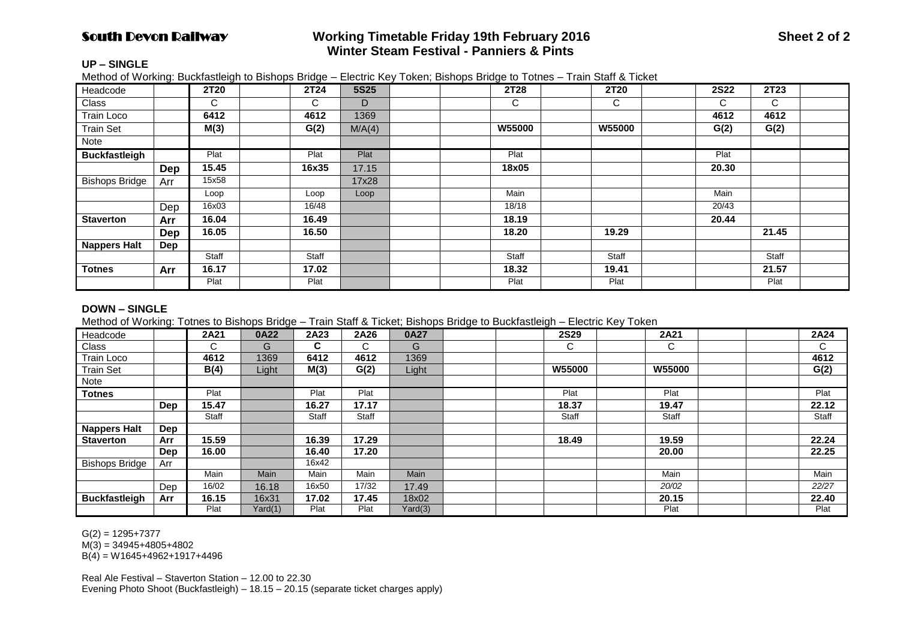# South Devon Railway

## Working Timetable Friday 19th February 2016
## Winter Steam Festival - Panniers & Pints

Sheet 2 of 2

### UP – SINGLE

Method of Working: Buckfastleigh to Bishops Bridge – Electric Key Token; Bishops Bridge to Totnes – Train Staff & Ticket

| Headcode | | **2T20** | | **2T24** | **5S25** | | | **2T28** | | **2T20** | | **2S22** | **2T23** | |
|---|---|---|---|---|---|---|---|---|---|---|---|---|---|---|
| Class | | C | | C | D | | | C | | C | | C | C | |
| Train Loco | | **6412** | | **4612** | 1369 | | | | | | | **4612** | **4612** | |
| Train Set | | **M(3)** | | **G(2)** | M/A(4) | | | **W55000** | | **W55000** | | **G(2)** | **G(2)** | |
| Note | | | | | | | | | | | | | | |
| **Buckfastleigh** | | Plat | | Plat | Plat | | | Plat | | | | Plat | | |
| | **Dep** | **15.45** | | **16x35** | 17.15 | | | **18x05** | | | | **20.30** | | |
| Bishops Bridge | Arr | 15x58 | | | 17x28 | | | | | | | | | |
| | | Loop | | Loop | Loop | | | Main | | | | Main | | |
| | Dep | 16x03 | | 16/48 | | | | 18/18 | | | | 20/43 | | |
| **Staverton** | **Arr** | **16.04** | | **16.49** | | | | **18.19** | | | | **20.44** | | |
| | **Dep** | **16.05** | | **16.50** | | | | **18.20** | | **19.29** | | | **21.45** | |
| **Nappers Halt** | **Dep** | | | | | | | | | | | | | |
| | | Staff | | Staff | | | | Staff | | Staff | | | Staff | |
| **Totnes** | **Arr** | **16.17** | | **17.02** | | | | **18.32** | | **19.41** | | | **21.57** | |
| | | Plat | | Plat | | | | Plat | | Plat | | | Plat | |

### DOWN – SINGLE

Method of Working: Totnes to Bishops Bridge – Train Staff & Ticket; Bishops Bridge to Buckfastleigh – Electric Key Token

| Headcode | | **2A21** | **0A22** | **2A23** | **2A26** | **0A27** | | | **2S29** | | **2A21** | | | **2A24** |
|---|---|---|---|---|---|---|---|---|---|---|---|---|---|---|
| Class | | C | G | **C** | C | G | | | C | | C | | | C |
| Train Loco | | **4612** | 1369 | **6412** | **4612** | 1369 | | | | | | | | **4612** |
| Train Set | | **B(4)** | Light | **M(3)** | **G(2)** | Light | | | **W55000** | | **W55000** | | | **G(2)** |
| Note | | | | | | | | | | | | | | |
| **Totnes** | | Plat | | Plat | Plat | | | | Plat | | Plat | | | Plat |
| | **Dep** | **15.47** | | **16.27** | **17.17** | | | | **18.37** | | **19.47** | | | **22.12** |
| | | Staff | | Staff | Staff | | | | Staff | | Staff | | | Staff |
| **Nappers Halt** | **Dep** | | | | | | | | | | | | | |
| **Staverton** | **Arr** | **15.59** | | **16.39** | **17.29** | | | | **18.49** | | **19.59** | | | **22.24** |
| | **Dep** | **16.00** | | **16.40** | **17.20** | | | | | | **20.00** | | | **22.25** |
| Bishops Bridge | Arr | | | 16x42 | | | | | | | | | | |
| | | Main | Main | Main | Main | Main | | | | | Main | | | Main |
| | Dep | 16/02 | 16.18 | 16x50 | 17/32 | 17.49 | | | | | *20/02* | | | *22/27* |
| **Buckfastleigh** | **Arr** | **16.15** | 16x31 | **17.02** | **17.45** | 18x02 | | | | | **20.15** | | | **22.40** |
| | | Plat | Yard(1) | Plat | Plat | Yard(3) | | | | | Plat | | | Plat |

G(2) = 1295+7377
M(3) = 34945+4805+4802
B(4) = W1645+4962+1917+4496

Real Ale Festival – Staverton Station – 12.00 to 22.30
Evening Photo Shoot (Buckfastleigh) – 18.15 – 20.15 (separate ticket charges apply)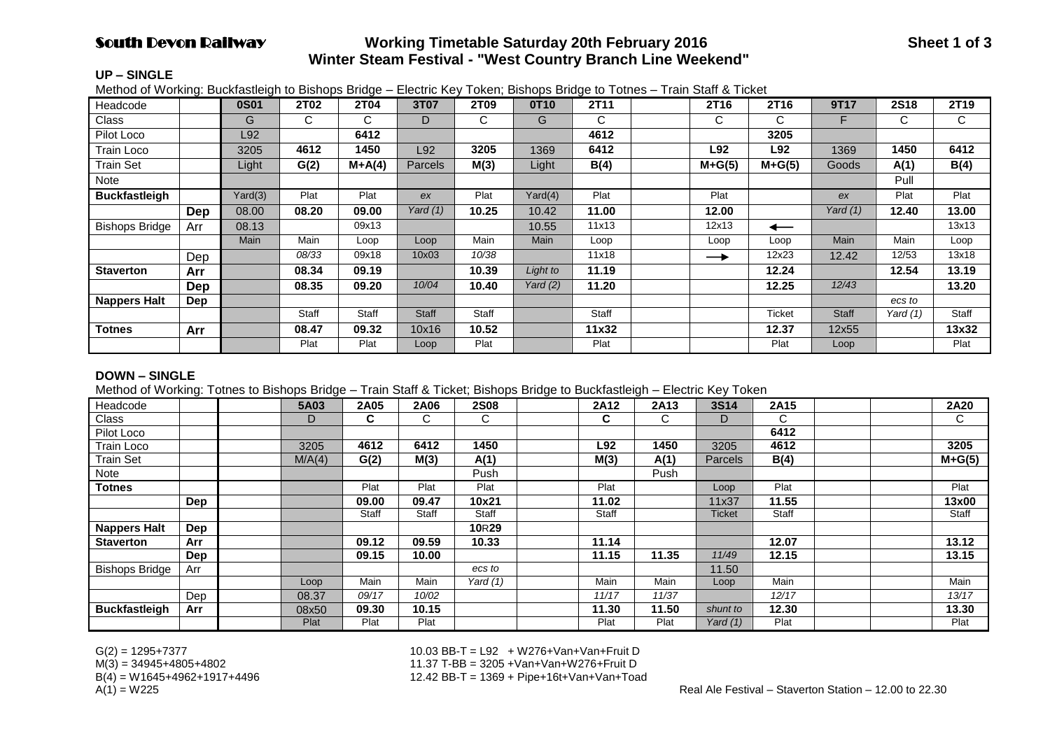# South Devon Railway — Working Timetable Saturday 20th February 2016

## Winter Steam Festival - "West Country Branch Line Weekend"

Sheet 1 of 3

### UP – SINGLE

Method of Working: Buckfastleigh to Bishops Bridge – Electric Key Token; Bishops Bridge to Totnes – Train Staff & Ticket

| Headcode | | **0S01** | **2T02** | **2T04** | **3T07** | **2T09** | **0T10** | **2T11** | | **2T16** | **2T16** | **9T17** | **2S18** | **2T19** |
|---|---|---|---|---|---|---|---|---|---|---|---|---|---|---|
| Class | | G | C | C | D | C | G | C | | C | C | F | C | C |
| Pilot Loco | | L92 | | **6412** | | | | **4612** | | | **3205** | | | |
| Train Loco | | 3205 | **4612** | **1450** | L92 | **3205** | 1369 | **6412** | | **L92** | **L92** | 1369 | **1450** | **6412** |
| Train Set | | Light | **G(2)** | **M+A(4)** | Parcels | **M(3)** | Light | **B(4)** | | **M+G(5)** | **M+G(5)** | Goods | **A(1)** | **B(4)** |
| Note | | | | | | | | | | | | | Pull | |
| **Buckfastleigh** | | Yard(3) | Plat | Plat | *ex* | Plat | Yard(4) | Plat | | Plat | | *ex* | Plat | Plat |
| | **Dep** | 08.00 | **08.20** | **09.00** | *Yard (1)* | **10.25** | 10.42 | **11.00** | | **12.00** | | *Yard (1)* | **12.40** | **13.00** |
| Bishops Bridge | Arr | 08.13 | | 09x13 | | | 10.55 | 11x13 | | 12x13 | ← | | | 13x13 |
| | | Main | Main | Loop | Loop | Main | Main | Loop | | Loop | Loop | Main | Main | Loop |
| | Dep | | *08/33* | 09x18 | 10x03 | *10/38* | | 11x18 | | → | 12x23 | 12.42 | 12/53 | 13x18 |
| **Staverton** | **Arr** | | **08.34** | **09.19** | | **10.39** | *Light to* | **11.19** | | | **12.24** | | **12.54** | **13.19** |
| | **Dep** | | **08.35** | **09.20** | *10/04* | **10.40** | *Yard (2)* | **11.20** | | | **12.25** | *12/43* | | **13.20** |
| **Nappers Halt** | **Dep** | | | | | | | | | | | | *ecs to* | |
| | | | Staff | Staff | Staff | Staff | | Staff | | | Ticket | Staff | *Yard (1)* | Staff |
| **Totnes** | **Arr** | | **08.47** | **09.32** | 10x16 | **10.52** | | **11x32** | | | **12.37** | 12x55 | | **13x32** |
| | | | Plat | Plat | Loop | Plat | | Plat | | | Plat | Loop | | Plat |

### DOWN – SINGLE

Method of Working: Totnes to Bishops Bridge – Train Staff & Ticket; Bishops Bridge to Buckfastleigh – Electric Key Token

| Headcode | | | **5A03** | **2A05** | **2A06** | **2S08** | | **2A12** | **2A13** | **3S14** | **2A15** | | | **2A20** |
|---|---|---|---|---|---|---|---|---|---|---|---|---|---|---|
| Class | | | D | **C** | C | C | | **C** | C | D | C | | | C |
| Pilot Loco | | | | | | | | | | | **6412** | | | |
| Train Loco | | | 3205 | **4612** | **6412** | **1450** | | **L92** | **1450** | 3205 | **4612** | | | **3205** |
| Train Set | | | M/A(4) | **G(2)** | **M(3)** | **A(1)** | | **M(3)** | **A(1)** | Parcels | **B(4)** | | | **M+G(5)** |
| Note | | | | | | Push | | | Push | | | | | |
| **Totnes** | | | | Plat | Plat | Plat | | Plat | | Loop | Plat | | | Plat |
| | **Dep** | | | **09.00** | **09.47** | **10x21** | | **11.02** | | 11x37 | **11.55** | | | **13x00** |
| | | | | Staff | Staff | Staff | | Staff | | Ticket | Staff | | | Staff |
| **Nappers Halt** | **Dep** | | | | | **10R29** | | | | | | | | |
| **Staverton** | **Arr** | | | **09.12** | **09.59** | **10.33** | | **11.14** | | | **12.07** | | | **13.12** |
| | **Dep** | | | **09.15** | **10.00** | | | **11.15** | **11.35** | *11/49* | **12.15** | | | **13.15** |
| Bishops Bridge | Arr | | | | | *ecs to* | | | | 11.50 | | | | |
| | | | Loop | Main | Main | *Yard (1)* | | Main | Main | Loop | Main | | | Main |
| | Dep | | 08.37 | *09/17* | *10/02* | | | *11/17* | *11/37* | | *12/17* | | | *13/17* |
| **Buckfastleigh** | **Arr** | | 08x50 | **09.30** | **10.15** | | | **11.30** | **11.50** | *shunt to* | **12.30** | | | **13.30** |
| | | | Plat | Plat | Plat | | | Plat | Plat | *Yard (1)* | Plat | | | Plat |

G(2) = 1295+7377
M(3) = 34945+4805+4802
B(4) = W1645+4962+1917+4496
A(1) = W225

10.03 BB-T = L92 + W276+Van+Van+Fruit D
11.37 T-BB = 3205 +Van+Van+W276+Fruit D
12.42 BB-T = 1369 + Pipe+16t+Van+Van+Toad

Real Ale Festival – Staverton Station – 12.00 to 22.30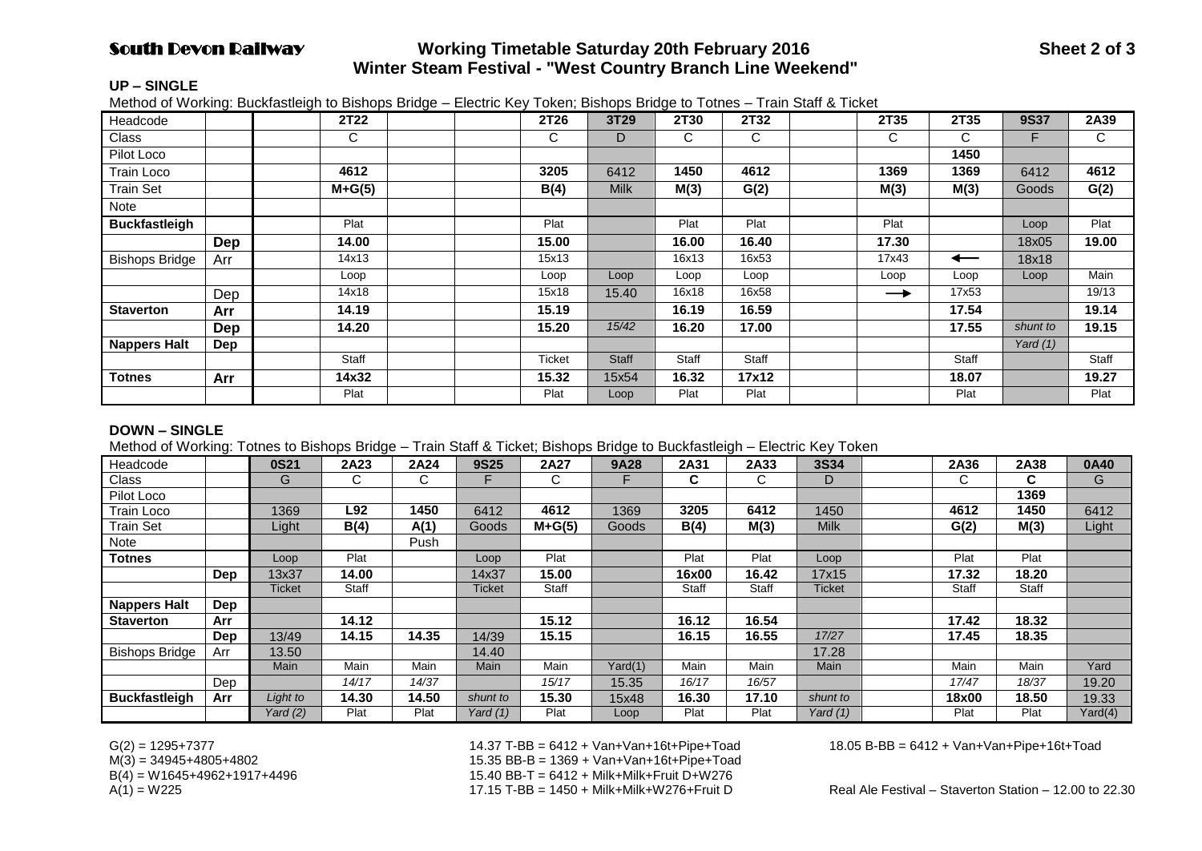## South Devon Railway

**Working Timetable Saturday 20th February 2016**
**Winter Steam Festival - "West Country Branch Line Weekend"**

**Sheet 2 of 3**

### UP – SINGLE

Method of Working: Buckfastleigh to Bishops Bridge – Electric Key Token; Bishops Bridge to Totnes – Train Staff & Ticket

| Headcode | | | **2T22** | | | **2T26** | **3T29** | **2T30** | **2T32** | | **2T35** | **2T35** | **9S37** | **2A39** |
|---|---|---|---|---|---|---|---|---|---|---|---|---|---|---|
| Class | | | C | | | C | D | C | C | | C | C | F | C |
| Pilot Loco | | | | | | | | | | | | **1450** | | |
| Train Loco | | | **4612** | | | **3205** | 6412 | **1450** | **4612** | | **1369** | **1369** | 6412 | **4612** |
| Train Set | | | **M+G(5)** | | | **B(4)** | Milk | **M(3)** | **G(2)** | | **M(3)** | **M(3)** | Goods | **G(2)** |
| Note | | | | | | | | | | | | | | |
| **Buckfastleigh** | | | Plat | | | Plat | | Plat | Plat | | Plat | | Loop | Plat |
| | **Dep** | | **14.00** | | | **15.00** | | **16.00** | **16.40** | | **17.30** | | 18x05 | **19.00** |
| Bishops Bridge | Arr | | 14x13 | | | 15x13 | | 16x13 | 16x53 | | 17x43 | ← | 18x18 | |
| | | | Loop | | | Loop | Loop | Loop | Loop | | Loop | Loop | Loop | Main |
| | Dep | | 14x18 | | | 15x18 | 15.40 | 16x18 | 16x58 | | → | 17x53 | | 19/13 |
| **Staverton** | **Arr** | | **14.19** | | | **15.19** | | **16.19** | **16.59** | | | **17.54** | | **19.14** |
| | **Dep** | | **14.20** | | | **15.20** | *15/42* | **16.20** | **17.00** | | | **17.55** | *shunt to* | **19.15** |
| **Nappers Halt** | **Dep** | | | | | | | | | | | | *Yard (1)* | |
| | | | Staff | | | Ticket | Staff | Staff | Staff | | | Staff | | Staff |
| **Totnes** | **Arr** | | **14x32** | | | **15.32** | 15x54 | **16.32** | **17x12** | | | **18.07** | | **19.27** |
| | | | Plat | | | Plat | Loop | Plat | Plat | | | Plat | | Plat |

### DOWN – SINGLE

Method of Working: Totnes to Bishops Bridge – Train Staff & Ticket; Bishops Bridge to Buckfastleigh – Electric Key Token

| Headcode | | **0S21** | **2A23** | **2A24** | **9S25** | **2A27** | **9A28** | **2A31** | **2A33** | **3S34** | | **2A36** | **2A38** | **0A40** |
|---|---|---|---|---|---|---|---|---|---|---|---|---|---|---|
| Class | | G | C | C | F | C | F | **C** | C | D | | C | **C** | G |
| Pilot Loco | | | | | | | | | | | | | **1369** | |
| Train Loco | | 1369 | **L92** | **1450** | 6412 | **4612** | 1369 | **3205** | **6412** | 1450 | | **4612** | **1450** | 6412 |
| Train Set | | Light | **B(4)** | **A(1)** | Goods | **M+G(5)** | Goods | **B(4)** | **M(3)** | Milk | | **G(2)** | **M(3)** | Light |
| Note | | | | Push | | | | | | | | | | |
| **Totnes** | | Loop | Plat | | Loop | Plat | | Plat | Plat | Loop | | Plat | Plat | |
| | **Dep** | 13x37 | **14.00** | | 14x37 | **15.00** | | **16x00** | **16.42** | 17x15 | | **17.32** | **18.20** | |
| | | Ticket | Staff | | Ticket | Staff | | Staff | Staff | Ticket | | Staff | Staff | |
| **Nappers Halt** | **Dep** | | | | | | | | | | | | | |
| **Staverton** | **Arr** | | **14.12** | | | **15.12** | | **16.12** | **16.54** | | | **17.42** | **18.32** | |
| | **Dep** | 13/49 | **14.15** | **14.35** | 14/39 | **15.15** | | **16.15** | **16.55** | *17/27* | | **17.45** | **18.35** | |
| Bishops Bridge | Arr | 13.50 | | | 14.40 | | | | | 17.28 | | | | |
| | | Main | Main | Main | Main | Main | Yard(1) | Main | Main | Main | | Main | Main | Yard |
| | Dep | | *14/17* | *14/37* | | *15/17* | 15.35 | *16/17* | *16/57* | | | *17/47* | *18/37* | 19.20 |
| **Buckfastleigh** | **Arr** | *Light to* | **14.30** | **14.50** | *shunt to* | **15.30** | 15x48 | **16.30** | **17.10** | *shunt to* | | **18x00** | **18.50** | 19.33 |
| | | *Yard (2)* | Plat | Plat | *Yard (1)* | Plat | Loop | Plat | Plat | *Yard (1)* | | Plat | Plat | Yard(4) |

G(2) = 1295+7377
M(3) = 34945+4805+4802
B(4) = W1645+4962+1917+4496
A(1) = W225

14.37 T-BB = 6412 + Van+Van+16t+Pipe+Toad
15.35 BB-B = 1369 + Van+Van+16t+Pipe+Toad
15.40 BB-T = 6412 + Milk+Milk+Fruit D+W276
17.15 T-BB = 1450 + Milk+Milk+W276+Fruit D

18.05 B-BB = 6412 + Van+Van+Pipe+16t+Toad

Real Ale Festival – Staverton Station – 12.00 to 22.30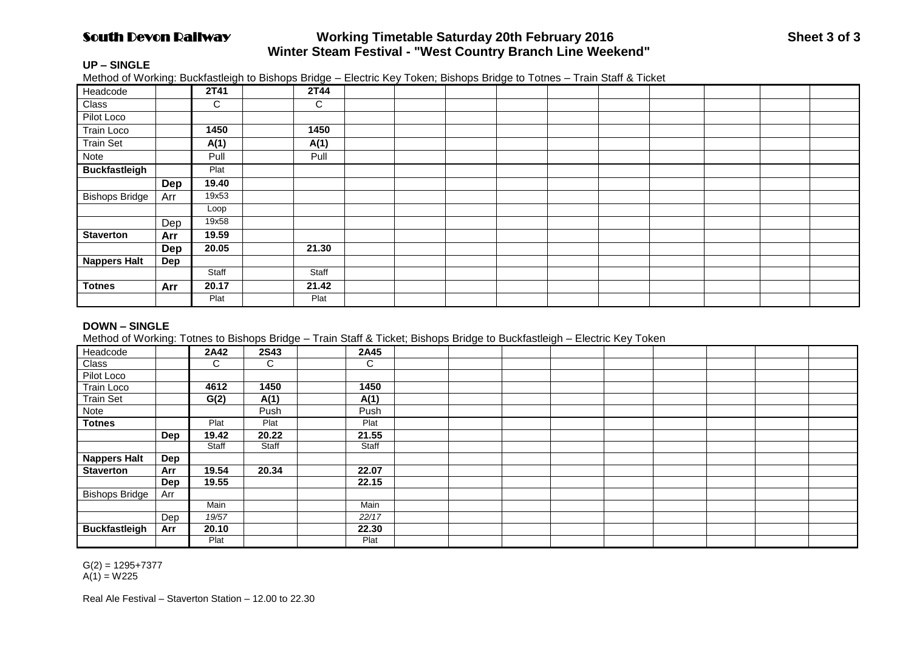## South Devon Railway — Working Timetable Saturday 20th February 2016

## Winter Steam Festival - "West Country Branch Line Weekend"

**Sheet 3 of 3**

### UP – SINGLE

Method of Working: Buckfastleigh to Bishops Bridge – Electric Key Token; Bishops Bridge to Totnes – Train Staff & Ticket

| Headcode | | 2T41 | | 2T44 | | | | | | | | | | |
|---|---|---|---|---|---|---|---|---|---|---|---|---|---|---|
| Class | | C | | C | | | | | | | | | | |
| Pilot Loco | | | | | | | | | | | | | | |
| Train Loco | | 1450 | | 1450 | | | | | | | | | | |
| Train Set | | A(1) | | A(1) | | | | | | | | | | |
| Note | | Pull | | Pull | | | | | | | | | | |
| **Buckfastleigh** | | Plat | | | | | | | | | | | | |
| | **Dep** | 19.40 | | | | | | | | | | | | |
| Bishops Bridge | Arr | 19x53 | | | | | | | | | | | | |
| | | Loop | | | | | | | | | | | | |
| | Dep | 19x58 | | | | | | | | | | | | |
| **Staverton** | **Arr** | 19.59 | | | | | | | | | | | | |
| | **Dep** | 20.05 | | 21.30 | | | | | | | | | | |
| **Nappers Halt** | **Dep** | | | | | | | | | | | | | |
| | | Staff | | Staff | | | | | | | | | | |
| **Totnes** | **Arr** | 20.17 | | 21.42 | | | | | | | | | | |
| | | Plat | | Plat | | | | | | | | | | |

### DOWN – SINGLE

Method of Working: Totnes to Bishops Bridge – Train Staff & Ticket; Bishops Bridge to Buckfastleigh – Electric Key Token

| Headcode | | 2A42 | 2S43 | | 2A45 | | | | | | | | | |
|---|---|---|---|---|---|---|---|---|---|---|---|---|---|---|
| Class | | C | C | | C | | | | | | | | | |
| Pilot Loco | | | | | | | | | | | | | | |
| Train Loco | | 4612 | 1450 | | 1450 | | | | | | | | | |
| Train Set | | G(2) | A(1) | | A(1) | | | | | | | | | |
| Note | | | Push | | Push | | | | | | | | | |
| **Totnes** | | Plat | Plat | | Plat | | | | | | | | | |
| | **Dep** | 19.42 | 20.22 | | 21.55 | | | | | | | | | |
| | | Staff | Staff | | Staff | | | | | | | | | |
| **Nappers Halt** | **Dep** | | | | | | | | | | | | | |
| **Staverton** | **Arr** | 19.54 | 20.34 | | 22.07 | | | | | | | | | |
| | **Dep** | 19.55 | | | 22.15 | | | | | | | | | |
| Bishops Bridge | Arr | | | | | | | | | | | | | |
| | | Main | | | Main | | | | | | | | | |
| | Dep | *19/57* | | | *22/17* | | | | | | | | | |
| **Buckfastleigh** | **Arr** | 20.10 | | | 22.30 | | | | | | | | | |
| | | Plat | | | Plat | | | | | | | | | |

G(2) = 1295+7377
A(1) = W225

Real Ale Festival – Staverton Station – 12.00 to 22.30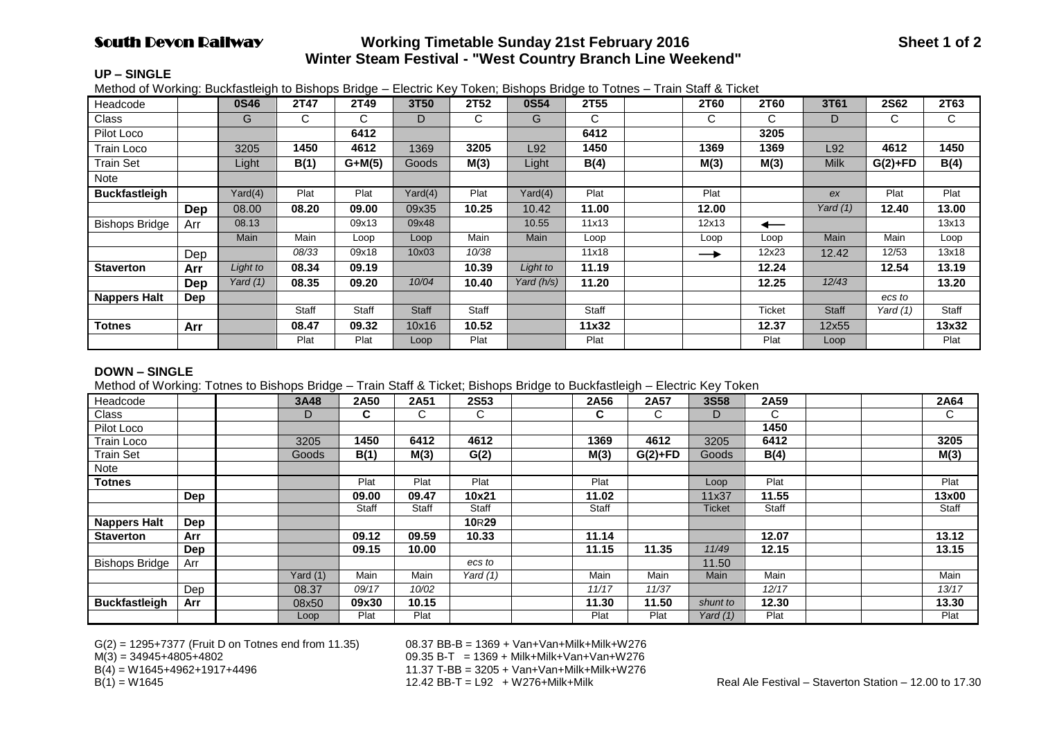**South Devon Railway** — **Working Timetable Sunday 21st February 2016**
**Winter Steam Festival - "West Country Branch Line Weekend"**

Sheet 1 of 2

### UP – SINGLE

Method of Working: Buckfastleigh to Bishops Bridge – Electric Key Token; Bishops Bridge to Totnes – Train Staff & Ticket

| Headcode | | 0S46 | 2T47 | 2T49 | 3T50 | 2T52 | 0S54 | 2T55 | | 2T60 | 2T60 | 3T61 | 2S62 | 2T63 |
|---|---|---|---|---|---|---|---|---|---|---|---|---|---|---|
| Class | | G | C | C | D | C | G | C | | C | C | D | C | C |
| Pilot Loco | | | | 6412 | | | | 6412 | | | 3205 | | | |
| Train Loco | | 3205 | 1450 | 4612 | 1369 | 3205 | L92 | 1450 | | 1369 | 1369 | L92 | 4612 | 1450 |
| Train Set | | Light | B(1) | G+M(5) | Goods | M(3) | Light | B(4) | | M(3) | M(3) | Milk | G(2)+FD | B(4) |
| Note | | | | | | | | | | | | | | |
| **Buckfastleigh** | | Yard(4) | Plat | Plat | Yard(4) | Plat | Yard(4) | Plat | | Plat | | *ex* | Plat | Plat |
| | **Dep** | 08.00 | **08.20** | **09.00** | 09x35 | **10.25** | 10.42 | **11.00** | | **12.00** | | *Yard (1)* | **12.40** | **13.00** |
| Bishops Bridge | Arr | 08.13 | | 09x13 | 09x48 | | 10.55 | 11x13 | | 12x13 | ← | | | 13x13 |
| | | Main | Main | Loop | Loop | Main | Main | Loop | | Loop | Loop | Main | Main | Loop |
| | Dep | | *08/33* | 09x18 | 10x03 | *10/38* | | 11x18 | | → | 12x23 | 12.42 | *12/53* | 13x18 |
| **Staverton** | **Arr** | *Light to* | **08.34** | **09.19** | | **10.39** | *Light to* | **11.19** | | | **12.24** | | **12.54** | **13.19** |
| | **Dep** | *Yard (1)* | **08.35** | **09.20** | *10/04* | **10.40** | *Yard (h/s)* | **11.20** | | | **12.25** | *12/43* | | **13.20** |
| **Nappers Halt** | **Dep** | | | | | | | | | | | | *ecs to* | |
| | | | Staff | Staff | Staff | Staff | | Staff | | | Ticket | Staff | *Yard (1)* | Staff |
| **Totnes** | **Arr** | | **08.47** | **09.32** | 10x16 | **10.52** | | **11x32** | | | **12.37** | 12x55 | | **13x32** |
| | | | Plat | Plat | Loop | Plat | | Plat | | | Plat | Loop | | Plat |

### DOWN – SINGLE

Method of Working: Totnes to Bishops Bridge – Train Staff & Ticket; Bishops Bridge to Buckfastleigh – Electric Key Token

| Headcode | | | 3A48 | 2A50 | 2A51 | 2S53 | | 2A56 | 2A57 | 3S58 | 2A59 | | | 2A64 |
|---|---|---|---|---|---|---|---|---|---|---|---|---|---|---|
| Class | | | D | **C** | C | C | | **C** | C | D | C | | | C |
| Pilot Loco | | | | | | | | | | | **1450** | | | |
| Train Loco | | | 3205 | **1450** | **6412** | **4612** | | **1369** | **4612** | 3205 | **6412** | | | **3205** |
| Train Set | | | Goods | **B(1)** | **M(3)** | **G(2)** | | **M(3)** | **G(2)+FD** | Goods | **B(4)** | | | **M(3)** |
| Note | | | | | | | | | | | | | | |
| **Totnes** | | | | Plat | Plat | Plat | | Plat | | Loop | Plat | | | Plat |
| | **Dep** | | | **09.00** | **09.47** | **10x21** | | **11.02** | | 11x37 | **11.55** | | | **13x00** |
| | | | | Staff | Staff | Staff | | Staff | | Ticket | Staff | | | Staff |
| **Nappers Halt** | **Dep** | | | | | **10R29** | | | | | | | | |
| **Staverton** | **Arr** | | | **09.12** | **09.59** | **10.33** | | **11.14** | | | **12.07** | | | **13.12** |
| | **Dep** | | | **09.15** | **10.00** | | | **11.15** | **11.35** | *11/49* | **12.15** | | | **13.15** |
| Bishops Bridge | Arr | | | | | *ecs to* | | | | 11.50 | | | | |
| | | | Yard (1) | Main | Main | *Yard (1)* | | Main | Main | Main | Main | | | Main |
| | Dep | | 08.37 | *09/17* | *10/02* | | | *11/17* | *11/37* | | *12/17* | | | *13/17* |
| **Buckfastleigh** | **Arr** | | 08x50 | **09x30** | **10.15** | | | **11.30** | **11.50** | *shunt to* | **12.30** | | | **13.30** |
| | | | Loop | Plat | Plat | | | Plat | Plat | *Yard (1)* | Plat | | | Plat |

G(2) = 1295+7377 (Fruit D on Totnes end from 11.35)
M(3) = 34945+4805+4802
B(4) = W1645+4962+1917+4496
B(1) = W1645

08.37 BB-B = 1369 + Van+Van+Milk+Milk+W276
09.35 B-T = 1369 + Milk+Milk+Van+Van+W276
11.37 T-BB = 3205 + Van+Van+Milk+Milk+W276
12.42 BB-T = L92 + W276+Milk+Milk

Real Ale Festival – Staverton Station – 12.00 to 17.30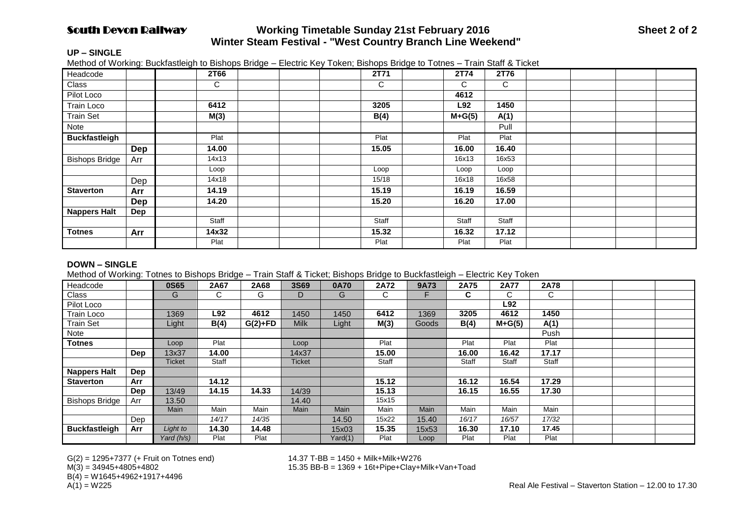**South Devon Railway** **Working Timetable Sunday 21st February 2016** **Sheet 2 of 2**

**Winter Steam Festival - "West Country Branch Line Weekend"**

**UP – SINGLE**

Method of Working: Buckfastleigh to Bishops Bridge – Electric Key Token; Bishops Bridge to Totnes – Train Staff & Ticket

| Headcode | | | **2T66** | | | | **2T71** | | **2T74** | **2T76** | | | | |
|---|---|---|---|---|---|---|---|---|---|---|---|---|---|---|
| Class | | | C | | | | C | | C | C | | | | |
| Pilot Loco | | | | | | | | | **4612** | | | | | |
| Train Loco | | | **6412** | | | | **3205** | | **L92** | **1450** | | | | |
| Train Set | | | **M(3)** | | | | **B(4)** | | **M+G(5)** | **A(1)** | | | | |
| Note | | | | | | | | | | Pull | | | | |
| **Buckfastleigh** | | | Plat | | | | Plat | | Plat | Plat | | | | |
| | **Dep** | | **14.00** | | | | **15.05** | | **16.00** | **16.40** | | | | |
| Bishops Bridge | Arr | | 14x13 | | | | | | 16x13 | 16x53 | | | | |
| | | | Loop | | | | Loop | | Loop | Loop | | | | |
| | Dep | | 14x18 | | | | 15/18 | | 16x18 | 16x58 | | | | |
| **Staverton** | **Arr** | | **14.19** | | | | **15.19** | | **16.19** | **16.59** | | | | |
| | **Dep** | | **14.20** | | | | **15.20** | | **16.20** | **17.00** | | | | |
| **Nappers Halt** | **Dep** | | | | | | | | | | | | | |
| | | | Staff | | | | Staff | | Staff | Staff | | | | |
| **Totnes** | **Arr** | | **14x32** | | | | **15.32** | | **16.32** | **17.12** | | | | |
| | | | Plat | | | | Plat | | Plat | Plat | | | | |

**DOWN – SINGLE**

Method of Working: Totnes to Bishops Bridge – Train Staff & Ticket; Bishops Bridge to Buckfastleigh – Electric Key Token

| Headcode | | **0S65** | **2A67** | **2A68** | **3S69** | **0A70** | **2A72** | **9A73** | **2A75** | **2A77** | **2A78** | | | |
|---|---|---|---|---|---|---|---|---|---|---|---|---|---|---|
| Class | | G | C | G | D | G | C | F | **C** | C | C | | | |
| Pilot Loco | | | | | | | | | | **L92** | | | | |
| Train Loco | | 1369 | **L92** | **4612** | 1450 | 1450 | **6412** | 1369 | **3205** | **4612** | **1450** | | | |
| Train Set | | Light | **B(4)** | **G(2)+FD** | Milk | Light | **M(3)** | Goods | **B(4)** | **M+G(5)** | **A(1)** | | | |
| Note | | | | | | | | | | | Push | | | |
| **Totnes** | | Loop | Plat | | Loop | | Plat | | Plat | Plat | Plat | | | |
| | **Dep** | 13x37 | **14.00** | | 14x37 | | **15.00** | | **16.00** | **16.42** | **17.17** | | | |
| | | Ticket | Staff | | Ticket | | Staff | | Staff | Staff | Staff | | | |
| **Nappers Halt** | **Dep** | | | | | | | | | | | | | |
| **Staverton** | **Arr** | | **14.12** | | | | **15.12** | | **16.12** | **16.54** | **17.29** | | | |
| | **Dep** | 13/49 | **14.15** | **14.33** | 14/39 | | **15.13** | | **16.15** | **16.55** | **17.30** | | | |
| Bishops Bridge | Arr | 13.50 | | | 14.40 | | 15x15 | | | | | | | |
| | | Main | Main | Main | Main | Main | Main | Main | Main | Main | Main | | | |
| | Dep | | *14/17* | *14/35* | | 14.50 | 15x22 | 15.40 | *16/17* | *16/57* | *17/32* | | | |
| **Buckfastleigh** | **Arr** | *Light to* | **14.30** | **14.48** | | 15x03 | **15.35** | 15x53 | **16.30** | **17.10** | **17.45** | | | |
| | | *Yard (h/s)* | Plat | Plat | | Yard(1) | Plat | Loop | Plat | Plat | Plat | | | |

G(2) = 1295+7377 (+ Fruit on Totnes end)
M(3) = 34945+4805+4802
B(4) = W1645+4962+1917+4496
A(1) = W225

14.37 T-BB = 1450 + Milk+Milk+W276
15.35 BB-B = 1369 + 16t+Pipe+Clay+Milk+Van+Toad

Real Ale Festival – Staverton Station – 12.00 to 17.30